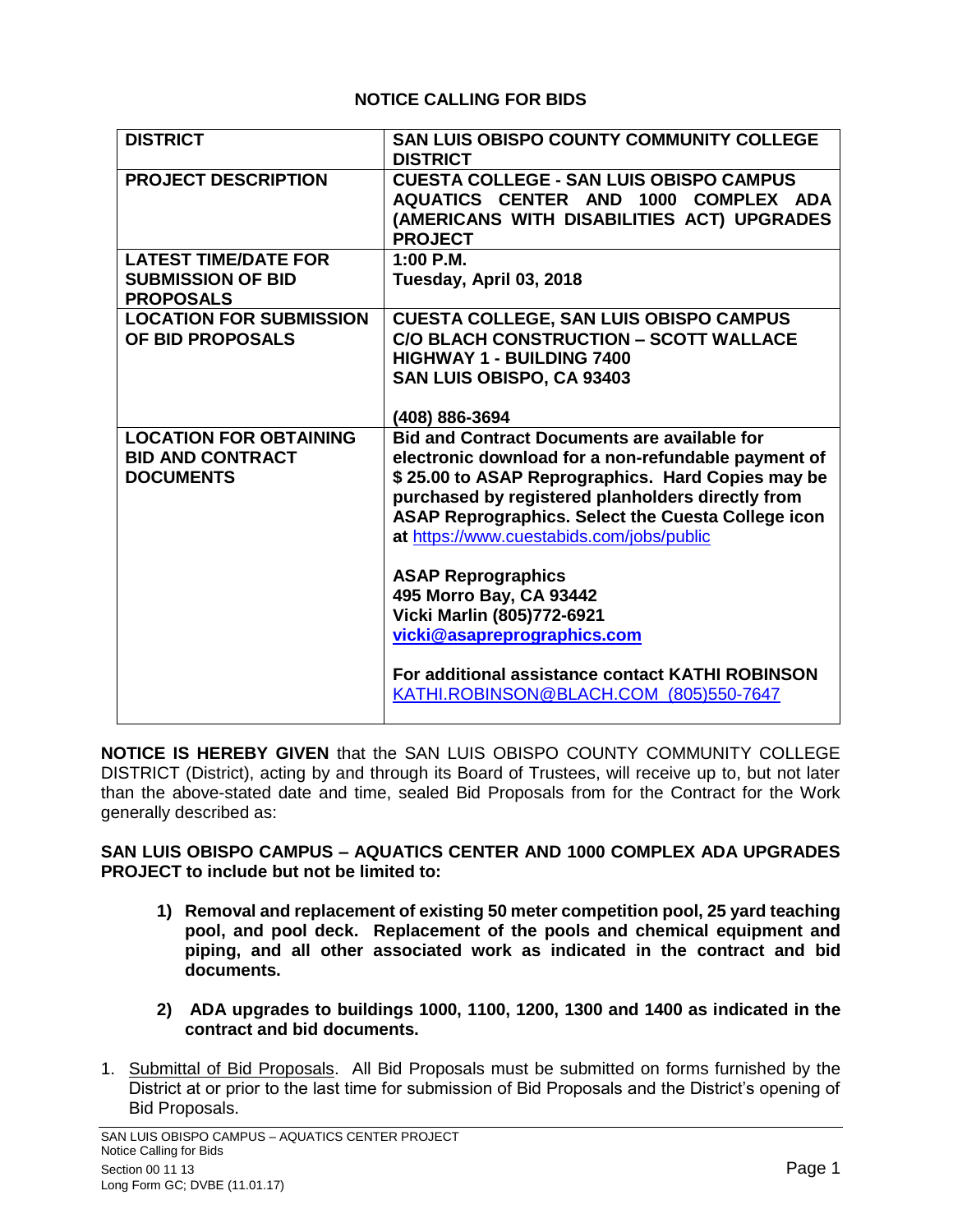# NOTICE CALLING FOR BIDS

| | |
|---|---|
| **DISTRICT** | **SAN LUIS OBISPO COUNTY COMMUNITY COLLEGE DISTRICT** |
| **PROJECT DESCRIPTION** | **CUESTA COLLEGE - SAN LUIS OBISPO CAMPUS AQUATICS CENTER AND 1000 COMPLEX ADA (AMERICANS WITH DISABILITIES ACT) UPGRADES PROJECT** |
| **LATEST TIME/DATE FOR SUBMISSION OF BID PROPOSALS** | **1:00 P.M.**<br>**Tuesday, April 03, 2018** |
| **LOCATION FOR SUBMISSION OF BID PROPOSALS** | **CUESTA COLLEGE, SAN LUIS OBISPO CAMPUS**<br>**C/O BLACH CONSTRUCTION – SCOTT WALLACE**<br>**HIGHWAY 1 - BUILDING 7400**<br>**SAN LUIS OBISPO, CA 93403**<br><br>**(408) 886-3694** |
| **LOCATION FOR OBTAINING BID AND CONTRACT DOCUMENTS** | **Bid and Contract Documents are available for electronic download for a non-refundable payment of $ 25.00 to ASAP Reprographics. Hard Copies may be purchased by registered planholders directly from ASAP Reprographics. Select the Cuesta College icon at** https://www.cuestabids.com/jobs/public<br><br>**ASAP Reprographics**<br>**495 Morro Bay, CA 93442**<br>**Vicki Marlin (805)772-6921**<br>**vicki@asapreprographics.com**<br><br>**For additional assistance contact KATHI ROBINSON**<br>KATHI.ROBINSON@BLACH.COM (805)550-7647 |

**NOTICE IS HEREBY GIVEN** that the SAN LUIS OBISPO COUNTY COMMUNITY COLLEGE DISTRICT (District), acting by and through its Board of Trustees, will receive up to, but not later than the above-stated date and time, sealed Bid Proposals from for the Contract for the Work generally described as:

**SAN LUIS OBISPO CAMPUS – AQUATICS CENTER AND 1000 COMPLEX ADA UPGRADES PROJECT to include but not be limited to:**

1) **Removal and replacement of existing 50 meter competition pool, 25 yard teaching pool, and pool deck. Replacement of the pools and chemical equipment and piping, and all other associated work as indicated in the contract and bid documents.**

2) **ADA upgrades to buildings 1000, 1100, 1200, 1300 and 1400 as indicated in the contract and bid documents.**

1. Submittal of Bid Proposals. All Bid Proposals must be submitted on forms furnished by the District at or prior to the last time for submission of Bid Proposals and the District's opening of Bid Proposals.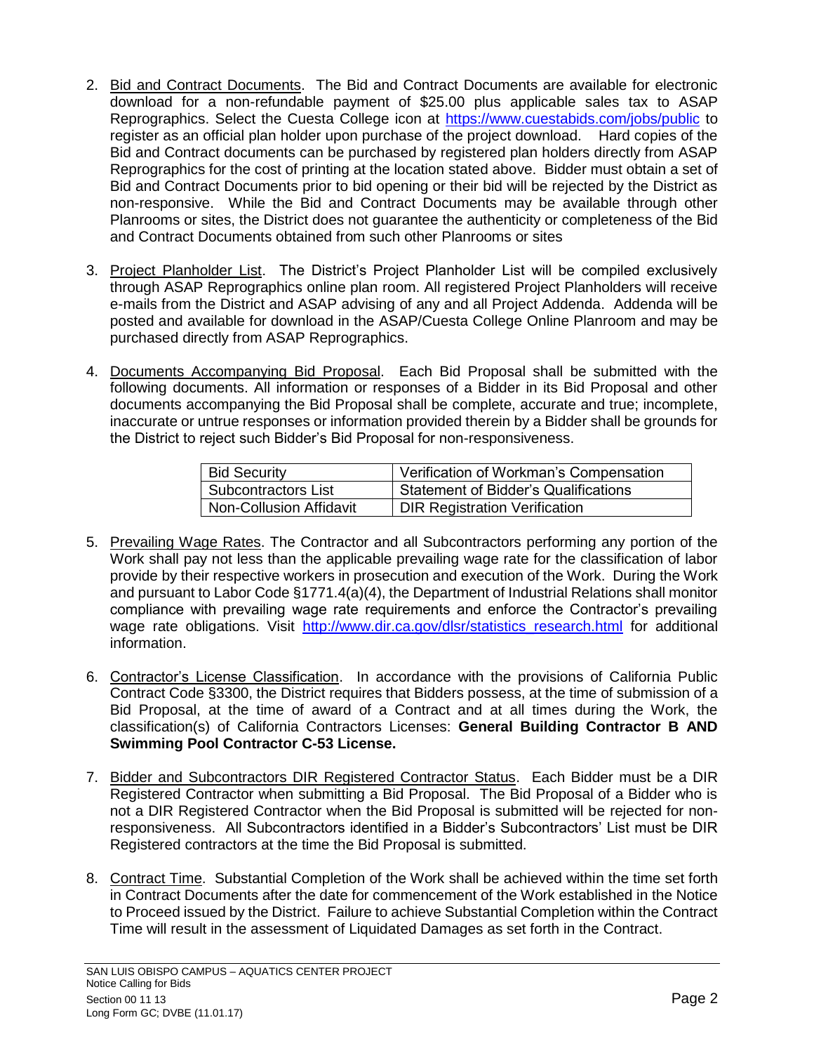2. Bid and Contract Documents. The Bid and Contract Documents are available for electronic download for a non-refundable payment of $25.00 plus applicable sales tax to ASAP Reprographics. Select the Cuesta College icon at https://www.cuestabids.com/jobs/public to register as an official plan holder upon purchase of the project download. Hard copies of the Bid and Contract documents can be purchased by registered plan holders directly from ASAP Reprographics for the cost of printing at the location stated above. Bidder must obtain a set of Bid and Contract Documents prior to bid opening or their bid will be rejected by the District as non-responsive. While the Bid and Contract Documents may be available through other Planrooms or sites, the District does not guarantee the authenticity or completeness of the Bid and Contract Documents obtained from such other Planrooms or sites

3. Project Planholder List. The District's Project Planholder List will be compiled exclusively through ASAP Reprographics online plan room. All registered Project Planholders will receive e-mails from the District and ASAP advising of any and all Project Addenda. Addenda will be posted and available for download in the ASAP/Cuesta College Online Planroom and may be purchased directly from ASAP Reprographics.

4. Documents Accompanying Bid Proposal. Each Bid Proposal shall be submitted with the following documents. All information or responses of a Bidder in its Bid Proposal and other documents accompanying the Bid Proposal shall be complete, accurate and true; incomplete, inaccurate or untrue responses or information provided therein by a Bidder shall be grounds for the District to reject such Bidder's Bid Proposal for non-responsiveness.

| Bid Security | Verification of Workman's Compensation |
|---|---|
| Subcontractors List | Statement of Bidder's Qualifications |
| Non-Collusion Affidavit | DIR Registration Verification |

5. Prevailing Wage Rates. The Contractor and all Subcontractors performing any portion of the Work shall pay not less than the applicable prevailing wage rate for the classification of labor provide by their respective workers in prosecution and execution of the Work. During the Work and pursuant to Labor Code §1771.4(a)(4), the Department of Industrial Relations shall monitor compliance with prevailing wage rate requirements and enforce the Contractor's prevailing wage rate obligations. Visit http://www.dir.ca.gov/dlsr/statistics_research.html for additional information.

6. Contractor's License Classification. In accordance with the provisions of California Public Contract Code §3300, the District requires that Bidders possess, at the time of submission of a Bid Proposal, at the time of award of a Contract and at all times during the Work, the classification(s) of California Contractors Licenses: **General Building Contractor B AND Swimming Pool Contractor C-53 License.**

7. Bidder and Subcontractors DIR Registered Contractor Status. Each Bidder must be a DIR Registered Contractor when submitting a Bid Proposal. The Bid Proposal of a Bidder who is not a DIR Registered Contractor when the Bid Proposal is submitted will be rejected for non-responsiveness. All Subcontractors identified in a Bidder's Subcontractors' List must be DIR Registered contractors at the time the Bid Proposal is submitted.

8. Contract Time. Substantial Completion of the Work shall be achieved within the time set forth in Contract Documents after the date for commencement of the Work established in the Notice to Proceed issued by the District. Failure to achieve Substantial Completion within the Contract Time will result in the assessment of Liquidated Damages as set forth in the Contract.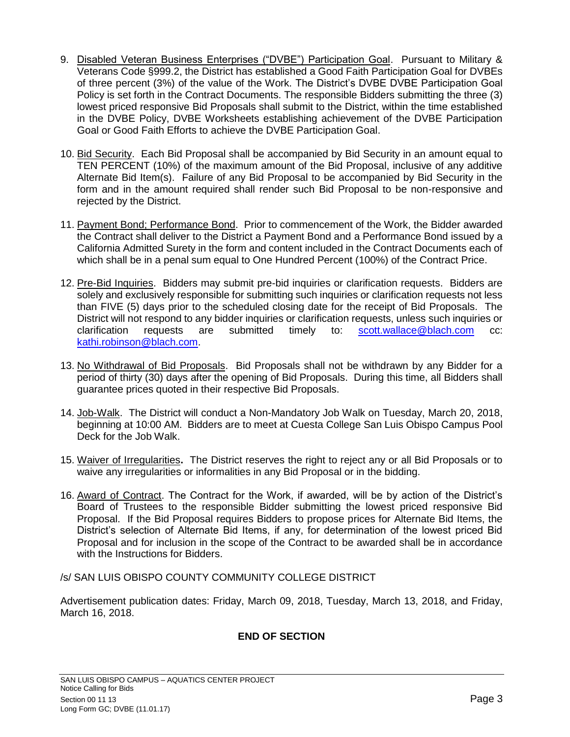9. Disabled Veteran Business Enterprises ("DVBE") Participation Goal. Pursuant to Military & Veterans Code §999.2, the District has established a Good Faith Participation Goal for DVBEs of three percent (3%) of the value of the Work. The District's DVBE DVBE Participation Goal Policy is set forth in the Contract Documents. The responsible Bidders submitting the three (3) lowest priced responsive Bid Proposals shall submit to the District, within the time established in the DVBE Policy, DVBE Worksheets establishing achievement of the DVBE Participation Goal or Good Faith Efforts to achieve the DVBE Participation Goal.

10. Bid Security. Each Bid Proposal shall be accompanied by Bid Security in an amount equal to TEN PERCENT (10%) of the maximum amount of the Bid Proposal, inclusive of any additive Alternate Bid Item(s). Failure of any Bid Proposal to be accompanied by Bid Security in the form and in the amount required shall render such Bid Proposal to be non-responsive and rejected by the District.

11. Payment Bond; Performance Bond. Prior to commencement of the Work, the Bidder awarded the Contract shall deliver to the District a Payment Bond and a Performance Bond issued by a California Admitted Surety in the form and content included in the Contract Documents each of which shall be in a penal sum equal to One Hundred Percent (100%) of the Contract Price.

12. Pre-Bid Inquiries. Bidders may submit pre-bid inquiries or clarification requests. Bidders are solely and exclusively responsible for submitting such inquiries or clarification requests not less than FIVE (5) days prior to the scheduled closing date for the receipt of Bid Proposals. The District will not respond to any bidder inquiries or clarification requests, unless such inquiries or clarification requests are submitted timely to: scott.wallace@blach.com cc: kathi.robinson@blach.com.

13. No Withdrawal of Bid Proposals. Bid Proposals shall not be withdrawn by any Bidder for a period of thirty (30) days after the opening of Bid Proposals. During this time, all Bidders shall guarantee prices quoted in their respective Bid Proposals.

14. Job-Walk. The District will conduct a Non-Mandatory Job Walk on Tuesday, March 20, 2018, beginning at 10:00 AM. Bidders are to meet at Cuesta College San Luis Obispo Campus Pool Deck for the Job Walk.

15. Waiver of Irregularities**.** The District reserves the right to reject any or all Bid Proposals or to waive any irregularities or informalities in any Bid Proposal or in the bidding.

16. Award of Contract. The Contract for the Work, if awarded, will be by action of the District's Board of Trustees to the responsible Bidder submitting the lowest priced responsive Bid Proposal. If the Bid Proposal requires Bidders to propose prices for Alternate Bid Items, the District's selection of Alternate Bid Items, if any, for determination of the lowest priced Bid Proposal and for inclusion in the scope of the Contract to be awarded shall be in accordance with the Instructions for Bidders.

/s/ SAN LUIS OBISPO COUNTY COMMUNITY COLLEGE DISTRICT

Advertisement publication dates: Friday, March 09, 2018, Tuesday, March 13, 2018, and Friday, March 16, 2018.

**END OF SECTION**